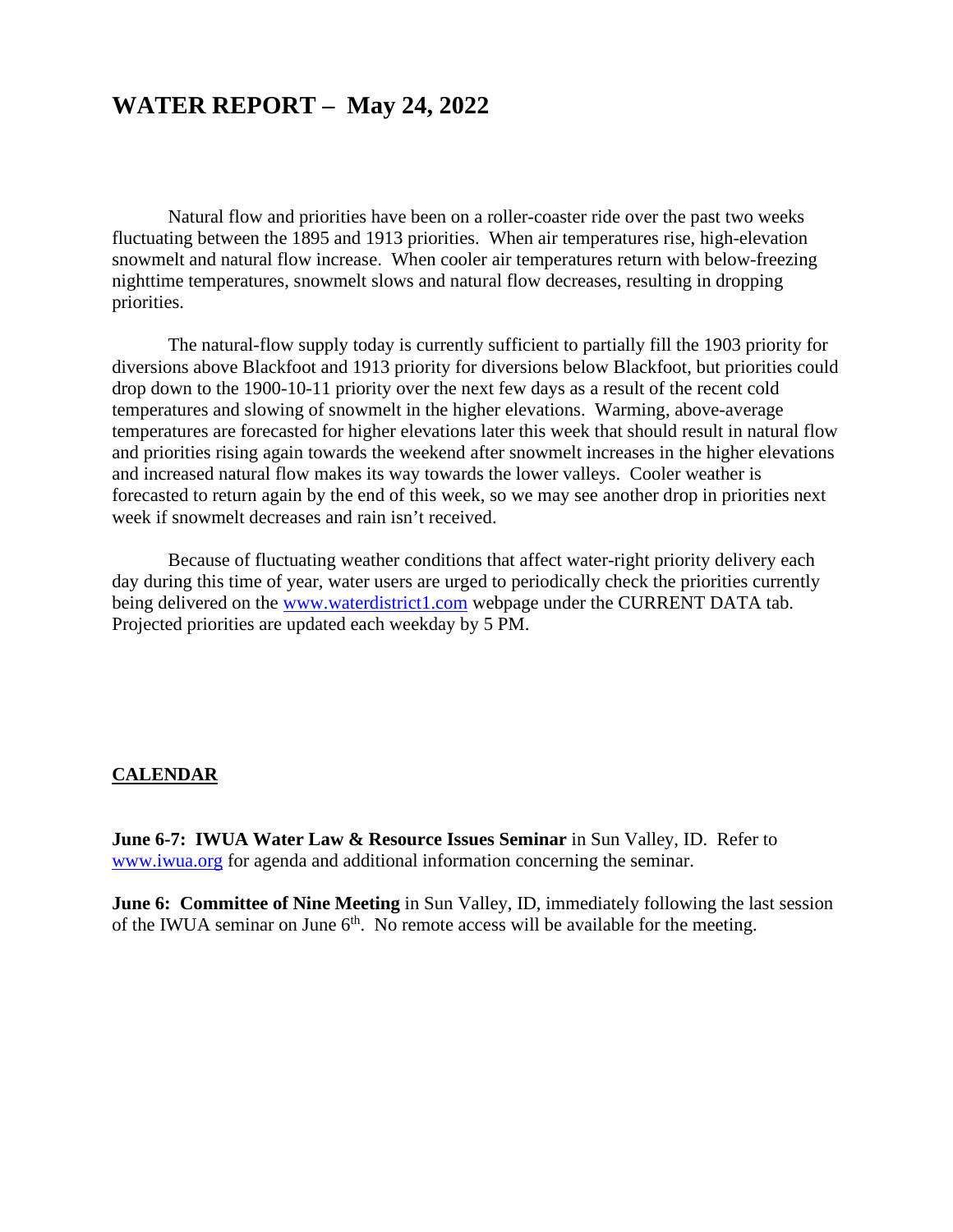# WATER REPORT – May 24, 2022

Natural flow and priorities have been on a roller-coaster ride over the past two weeks fluctuating between the 1895 and 1913 priorities. When air temperatures rise, high-elevation snowmelt and natural flow increase. When cooler air temperatures return with below-freezing nighttime temperatures, snowmelt slows and natural flow decreases, resulting in dropping priorities.

The natural-flow supply today is currently sufficient to partially fill the 1903 priority for diversions above Blackfoot and 1913 priority for diversions below Blackfoot, but priorities could drop down to the 1900-10-11 priority over the next few days as a result of the recent cold temperatures and slowing of snowmelt in the higher elevations. Warming, above-average temperatures are forecasted for higher elevations later this week that should result in natural flow and priorities rising again towards the weekend after snowmelt increases in the higher elevations and increased natural flow makes its way towards the lower valleys. Cooler weather is forecasted to return again by the end of this week, so we may see another drop in priorities next week if snowmelt decreases and rain isn't received.

Because of fluctuating weather conditions that affect water-right priority delivery each day during this time of year, water users are urged to periodically check the priorities currently being delivered on the www.waterdistrict1.com webpage under the CURRENT DATA tab. Projected priorities are updated each weekday by 5 PM.

## CALENDAR

**June 6-7: IWUA Water Law & Resource Issues Seminar** in Sun Valley, ID. Refer to www.iwua.org for agenda and additional information concerning the seminar.

**June 6: Committee of Nine Meeting** in Sun Valley, ID, immediately following the last session of the IWUA seminar on June 6th. No remote access will be available for the meeting.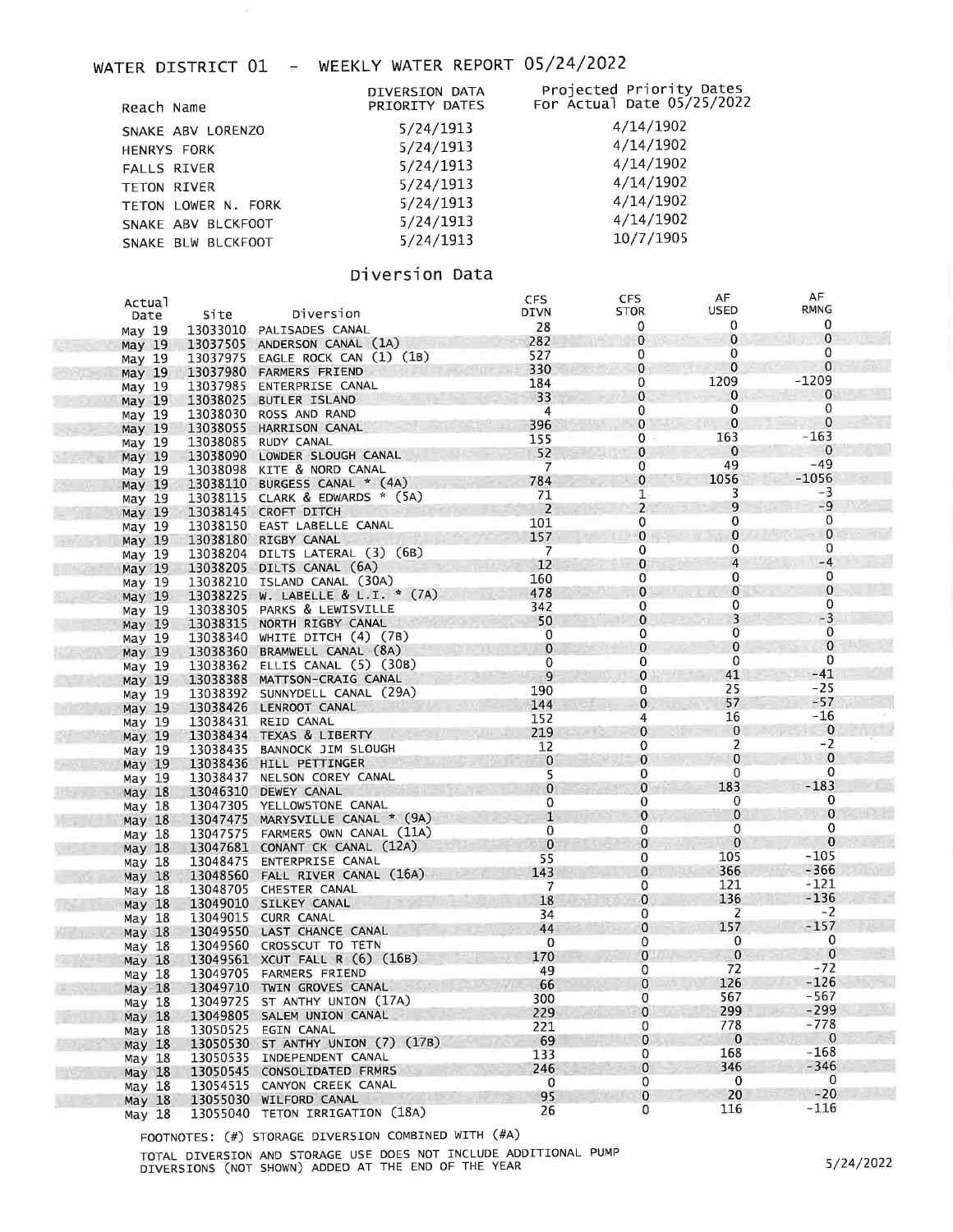# WATER DISTRICT 01 - WEEKLY WATER REPORT 05/24/2022

| Reach Name | DIVERSION DATA PRIORITY DATES | Projected Priority Dates For Actual Date 05/25/2022 |
|---|---|---|
| SNAKE ABV LORENZO | 5/24/1913 | 4/14/1902 |
| HENRYS FORK | 5/24/1913 | 4/14/1902 |
| FALLS RIVER | 5/24/1913 | 4/14/1902 |
| TETON RIVER | 5/24/1913 | 4/14/1902 |
| TETON LOWER N. FORK | 5/24/1913 | 4/14/1902 |
| SNAKE ABV BLCKFOOT | 5/24/1913 | 4/14/1902 |
| SNAKE BLW BLCKFOOT | 5/24/1913 | 10/7/1905 |

## Diversion Data

| Actual Date | Site | Diversion | CFS DIVN | CFS STOR | AF USED | AF RMNG |
|---|---|---|---|---|---|---|
| May 19 | 13033010 | PALISADES CANAL | 28 | 0 | 0 | 0 |
| May 19 | 13037505 | ANDERSON CANAL (1A) | 282 | 0 | 0 | 0 |
| May 19 | 13037975 | EAGLE ROCK CAN (1) (1B) | 527 | 0 | 0 | 0 |
| May 19 | 13037980 | FARMERS FRIEND | 330 | 0 | 0 | 0 |
| May 19 | 13037985 | ENTERPRISE CANAL | 184 | 0 | 1209 | -1209 |
| May 19 | 13038025 | BUTLER ISLAND | 33 | 0 | 0 | 0 |
| May 19 | 13038030 | ROSS AND RAND | 4 | 0 | 0 | 0 |
| May 19 | 13038055 | HARRISON CANAL | 396 | 0 | 0 | 0 |
| May 19 | 13038085 | RUDY CANAL | 155 | 0 | 163 | -163 |
| May 19 | 13038090 | LOWDER SLOUGH CANAL | 52 | 0 | 0 | 0 |
| May 19 | 13038098 | KITE & NORD CANAL | 7 | 0 | 49 | -49 |
| May 19 | 13038110 | BURGESS CANAL * (4A) | 784 | 0 | 1056 | -1056 |
| May 19 | 13038115 | CLARK & EDWARDS * (5A) | 71 | 1 | 3 | -3 |
| May 19 | 13038145 | CROFT DITCH | 2 | 2 | 9 | -9 |
| May 19 | 13038150 | EAST LABELLE CANAL | 101 | 0 | 0 | 0 |
| May 19 | 13038180 | RIGBY CANAL | 157 | 0 | 0 | 0 |
| May 19 | 13038204 | DILTS LATERAL (3) (6B) | 7 | 0 | 0 | 0 |
| May 19 | 13038205 | DILTS CANAL (6A) | 12 | 0 | 4 | -4 |
| May 19 | 13038210 | ISLAND CANAL (30A) | 160 | 0 | 0 | 0 |
| May 19 | 13038225 | W. LABELLE & L.I. * (7A) | 478 | 0 | 0 | 0 |
| May 19 | 13038305 | PARKS & LEWISVILLE | 342 | 0 | 0 | 0 |
| May 19 | 13038315 | NORTH RIGBY CANAL | 50 | 0 | 3 | -3 |
| May 19 | 13038340 | WHITE DITCH (4) (7B) | 0 | 0 | 0 | 0 |
| May 19 | 13038360 | BRAMWELL CANAL (8A) | 0 | 0 | 0 | 0 |
| May 19 | 13038362 | ELLIS CANAL (5) (30B) | 0 | 0 | 0 | 0 |
| May 19 | 13038388 | MATTSON-CRAIG CANAL | 9 | 0 | 41 | -41 |
| May 19 | 13038392 | SUNNYDELL CANAL (29A) | 190 | 0 | 25 | -25 |
| May 19 | 13038426 | LENROOT CANAL | 144 | 0 | 57 | -57 |
| May 19 | 13038431 | REID CANAL | 152 | 4 | 16 | -16 |
| May 19 | 13038434 | TEXAS & LIBERTY | 219 | 0 | 0 | 0 |
| May 19 | 13038435 | BANNOCK JIM SLOUGH | 12 | 0 | 2 | -2 |
| May 19 | 13038436 | HILL PETTINGER | 0 | 0 | 0 | 0 |
| May 19 | 13038437 | NELSON COREY CANAL | 5 | 0 | 0 | 0 |
| May 18 | 13046310 | DEWEY CANAL | 0 | 0 | 183 | -183 |
| May 18 | 13047305 | YELLOWSTONE CANAL | 0 | 0 | 0 | 0 |
| May 18 | 13047475 | MARYSVILLE CANAL * (9A) | 1 | 0 | 0 | 0 |
| May 18 | 13047575 | FARMERS OWN CANAL (11A) | 0 | 0 | 0 | 0 |
| May 18 | 13047681 | CONANT CK CANAL (12A) | 0 | 0 | 0 | 0 |
| May 18 | 13048475 | ENTERPRISE CANAL | 55 | 0 | 105 | -105 |
| May 18 | 13048560 | FALL RIVER CANAL (16A) | 143 | 0 | 366 | -366 |
| May 18 | 13048705 | CHESTER CANAL | 7 | 0 | 121 | -121 |
| May 18 | 13049010 | SILKEY CANAL | 18 | 0 | 136 | -136 |
| May 18 | 13049015 | CURR CANAL | 34 | 0 | 2 | -2 |
| May 18 | 13049550 | LAST CHANCE CANAL | 44 | 0 | 157 | -157 |
| May 18 | 13049560 | CROSSCUT TO TETN | 0 | 0 | 0 | 0 |
| May 18 | 13049561 | XCUT FALL R (6) (16B) | 170 | 0 | 0 | 0 |
| May 18 | 13049705 | FARMERS FRIEND | 49 | 0 | 72 | -72 |
| May 18 | 13049710 | TWIN GROVES CANAL | 66 | 0 | 126 | -126 |
| May 18 | 13049725 | ST ANTHY UNION (17A) | 300 | 0 | 567 | -567 |
| May 18 | 13049805 | SALEM UNION CANAL | 229 | 0 | 299 | -299 |
| May 18 | 13050525 | EGIN CANAL | 221 | 0 | 778 | -778 |
| May 18 | 13050530 | ST ANTHY UNION (7) (17B) | 69 | 0 | 0 | 0 |
| May 18 | 13050535 | INDEPENDENT CANAL | 133 | 0 | 168 | -168 |
| May 18 | 13050545 | CONSOLIDATED FRMRS | 246 | 0 | 346 | -346 |
| May 18 | 13054515 | CANYON CREEK CANAL | 0 | 0 | 0 | 0 |
| May 18 | 13055030 | WILFORD CANAL | 95 | 0 | 20 | -20 |
| May 18 | 13055040 | TETON IRRIGATION (18A) | 26 | 0 | 116 | -116 |

FOOTNOTES: (#) STORAGE DIVERSION COMBINED WITH (#A)

TOTAL DIVERSION AND STORAGE USE DOES NOT INCLUDE ADDITIONAL PUMP DIVERSIONS (NOT SHOWN) ADDED AT THE END OF THE YEAR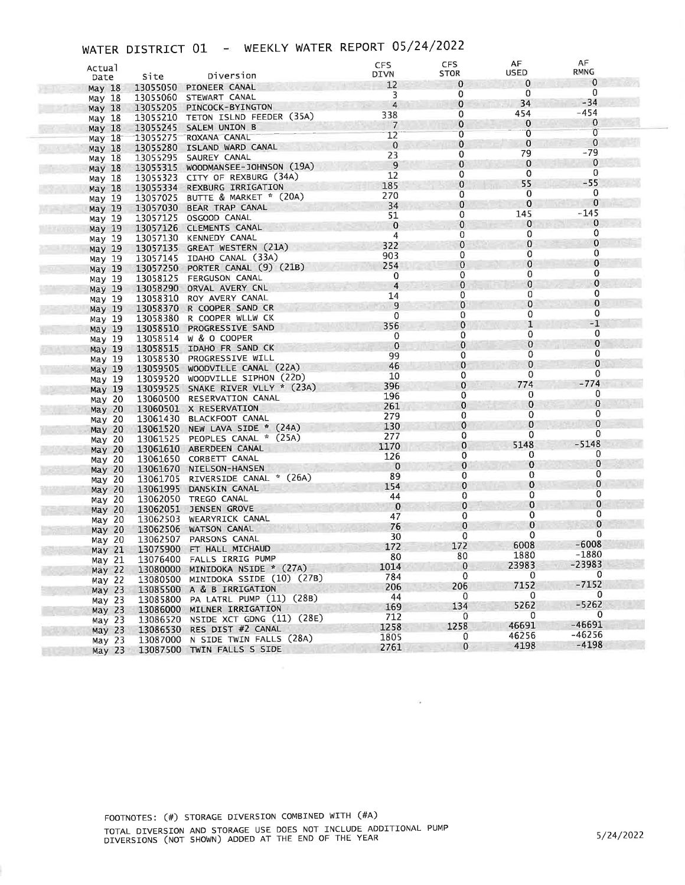# WATER DISTRICT 01 - WEEKLY WATER REPORT 05/24/2022

| Actual Date | Site | Diversion | CFS DIVN | CFS STOR | AF USED | AF RMNG |
|---|---|---|---|---|---|---|
| May 18 | 13055050 | PIONEER CANAL | 12 | 0 | 0 | 0 |
| May 18 | 13055060 | STEWART CANAL | 3 | 0 | 0 | 0 |
| May 18 | 13055205 | PINCOCK-BYINGTON | 4 | 0 | 34 | -34 |
| May 18 | 13055210 | TETON ISLND FEEDER (35A) | 338 | 0 | 454 | -454 |
| May 18 | 13055245 | SALEM UNION B | 7 | 0 | 0 | 0 |
| May 18 | 13055275 | ROXANA CANAL | 12 | 0 | 0 | 0 |
| May 18 | 13055280 | ISLAND WARD CANAL | 0 | 0 | 0 | 0 |
| May 18 | 13055295 | SAUREY CANAL | 23 | 0 | 79 | -79 |
| May 18 | 13055315 | WOODMANSEE-JOHNSON (19A) | 9 | 0 | 0 | 0 |
| May 18 | 13055323 | CITY OF REXBURG (34A) | 12 | 0 | 0 | 0 |
| May 18 | 13055334 | REXBURG IRRIGATION | 185 | 0 | 55 | -55 |
| May 19 | 13057025 | BUTTE & MARKET * (20A) | 270 | 0 | 0 | 0 |
| May 19 | 13057030 | BEAR TRAP CANAL | 34 | 0 | 0 | 0 |
| May 19 | 13057125 | OSGOOD CANAL | 51 | 0 | 145 | -145 |
| May 19 | 13057126 | CLEMENTS CANAL | 0 | 0 | 0 | 0 |
| May 19 | 13057130 | KENNEDY CANAL | 4 | 0 | 0 | 0 |
| May 19 | 13057135 | GREAT WESTERN (21A) | 322 | 0 | 0 | 0 |
| May 19 | 13057145 | IDAHO CANAL (33A) | 903 | 0 | 0 | 0 |
| May 19 | 13057250 | PORTER CANAL (9) (21B) | 254 | 0 | 0 | 0 |
| May 19 | 13058125 | FERGUSON CANAL | 0 | 0 | 0 | 0 |
| May 19 | 13058290 | ORVAL AVERY CNL | 4 | 0 | 0 | 0 |
| May 19 | 13058310 | ROY AVERY CANAL | 14 | 0 | 0 | 0 |
| May 19 | 13058370 | R COOPER SAND CR | 9 | 0 | 0 | 0 |
| May 19 | 13058380 | R COOPER WLLW CK | 0 | 0 | 0 | 0 |
| May 19 | 13058510 | PROGRESSIVE SAND | 356 | 0 | 1 | -1 |
| May 19 | 13058514 | W & O COOPER | 0 | 0 | 0 | 0 |
| May 19 | 13058515 | IDAHO FR SAND CK | 0 | 0 | 0 | 0 |
| May 19 | 13058530 | PROGRESSIVE WILL | 99 | 0 | 0 | 0 |
| May 19 | 13059505 | WOODVILLE CANAL (22A) | 46 | 0 | 0 | 0 |
| May 19 | 13059520 | WOODVILLE SIPHON (22D) | 10 | 0 | 0 | 0 |
| May 19 | 13059525 | SNAKE RIVER VLLY * (23A) | 396 | 0 | 774 | -774 |
| May 20 | 13060500 | RESERVATION CANAL | 196 | 0 | 0 | 0 |
| May 20 | 13060501 | X RESERVATION | 261 | 0 | 0 | 0 |
| May 20 | 13061430 | BLACKFOOT CANAL | 279 | 0 | 0 | 0 |
| May 20 | 13061520 | NEW LAVA SIDE * (24A) | 130 | 0 | 0 | 0 |
| May 20 | 13061525 | PEOPLES CANAL * (25A) | 277 | 0 | 0 | 0 |
| May 20 | 13061610 | ABERDEEN CANAL | 1170 | 0 | 5148 | -5148 |
| May 20 | 13061650 | CORBETT CANAL | 126 | 0 | 0 | 0 |
| May 20 | 13061670 | NIELSON-HANSEN | 0 | 0 | 0 | 0 |
| May 20 | 13061705 | RIVERSIDE CANAL * (26A) | 89 | 0 | 0 | 0 |
| May 20 | 13061995 | DANSKIN CANAL | 154 | 0 | 0 | 0 |
| May 20 | 13062050 | TREGO CANAL | 44 | 0 | 0 | 0 |
| May 20 | 13062051 | JENSEN GROVE | 0 | 0 | 0 | 0 |
| May 20 | 13062503 | WEARYRICK CANAL | 47 | 0 | 0 | 0 |
| May 20 | 13062506 | WATSON CANAL | 76 | 0 | 0 | 0 |
| May 20 | 13062507 | PARSONS CANAL | 30 | 0 | 0 | 0 |
| May 21 | 13075900 | FT HALL MICHAUD | 172 | 172 | 6008 | -6008 |
| May 21 | 13076400 | FALLS IRRIG PUMP | 80 | 80 | 1880 | -1880 |
| May 22 | 13080000 | MINIDOKA NSIDE * (27A) | 1014 | 0 | 23983 | -23983 |
| May 22 | 13080500 | MINIDOKA SSIDE (10) (27B) | 784 | 0 | 0 | 0 |
| May 23 | 13085500 | A & B IRRIGATION | 206 | 206 | 7152 | -7152 |
| May 23 | 13085800 | PA LATRL PUMP (11) (28B) | 44 | 0 | 0 | 0 |
| May 23 | 13086000 | MILNER IRRIGATION | 169 | 134 | 5262 | -5262 |
| May 23 | 13086520 | NSIDE XCT GDNG (11) (28E) | 712 | 0 | 0 | 0 |
| May 23 | 13086530 | RES DIST #2 CANAL | 1258 | 1258 | 46691 | -46691 |
| May 23 | 13087000 | N SIDE TWIN FALLS (28A) | 1805 | 0 | 46256 | -46256 |
| May 23 | 13087500 | TWIN FALLS S SIDE | 2761 | 0 | 4198 | -4198 |

FOOTNOTES: (#) STORAGE DIVERSION COMBINED WITH (#A)

TOTAL DIVERSION AND STORAGE USE DOES NOT INCLUDE ADDITIONAL PUMP DIVERSIONS (NOT SHOWN) ADDED AT THE END OF THE YEAR

5/24/2022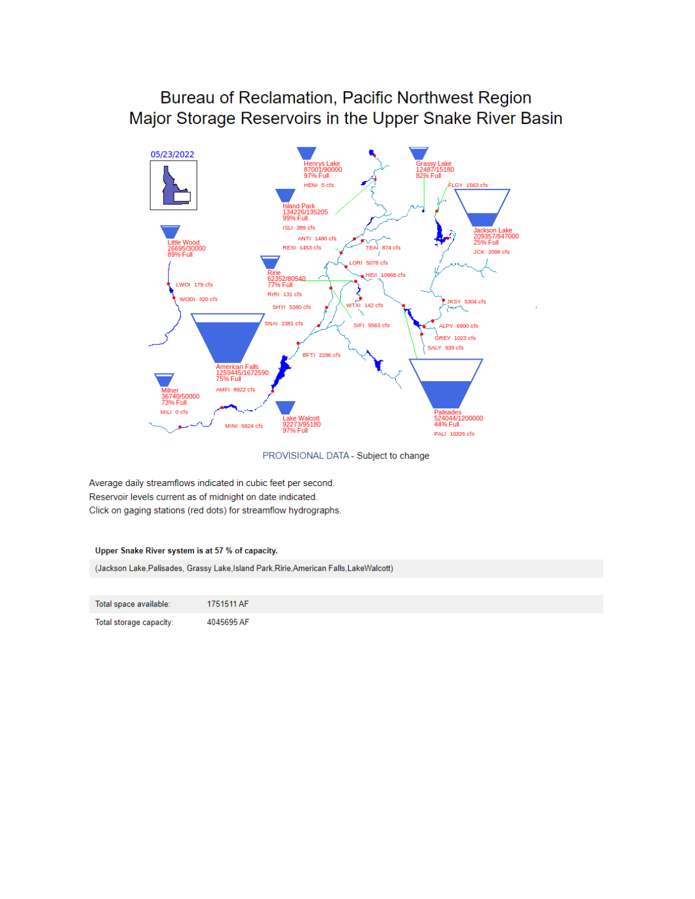# Bureau of Reclamation, Pacific Northwest Region
# Major Storage Reservoirs in the Upper Snake River Basin

05/23/2022

Henrys Lake
87001/90000
97% Full
HENI 5 cfs

Grassy Lake
12487/15180
82% Full

FLGY 1563 cfs

Island Park
134226/135205
99% Full
ISLI 389 cfs

Jackson Lake
209357/847000
25% Full
JCK 2098 cfs

Little Wood
26695/30000
89% Full

ANTI 1480 cfs
REXI 1453 cfs
TEAI 874 cfs
LORI 5078 cfs

Ririe
62352/80540
77% Full
RIRI 131 cfs

HEII 10968 cfs

LWOI 179 cfs
WODI 320 cfs

SHYI 5380 cfs
WTXI 142 cfs
JKSY 5304 cfs

SNAI 2381 cfs
SIFI 5563 cfs
ALPY 6900 cfs
GREY 1023 cfs
SALY 939 cfs

BFTI 2296 cfs

American Falls
1259445/1672590
75% Full
AMFI 8922 cfs

Milner
36740/50000
73% Full
MILI 0 cfs

MINI 6824 cfs

Lake Walcott
92273/95180
97% Full

Palisades
524044/1200000
44% Full
PALI 10326 cfs

PROVISIONAL DATA - Subject to change

Average daily streamflows indicated in cubic feet per second.
Reservoir levels current as of midnight on date indicated.
Click on gaging stations (red dots) for streamflow hydrographs.

**Upper Snake River system is at 57 % of capacity.**

(Jackson Lake,Palisades, Grassy Lake,Island Park,Ririe,American Falls,LakeWalcott)

| | |
|---|---|
| Total space available: | 1751511 AF |
| Total storage capacity: | 4045695 AF |